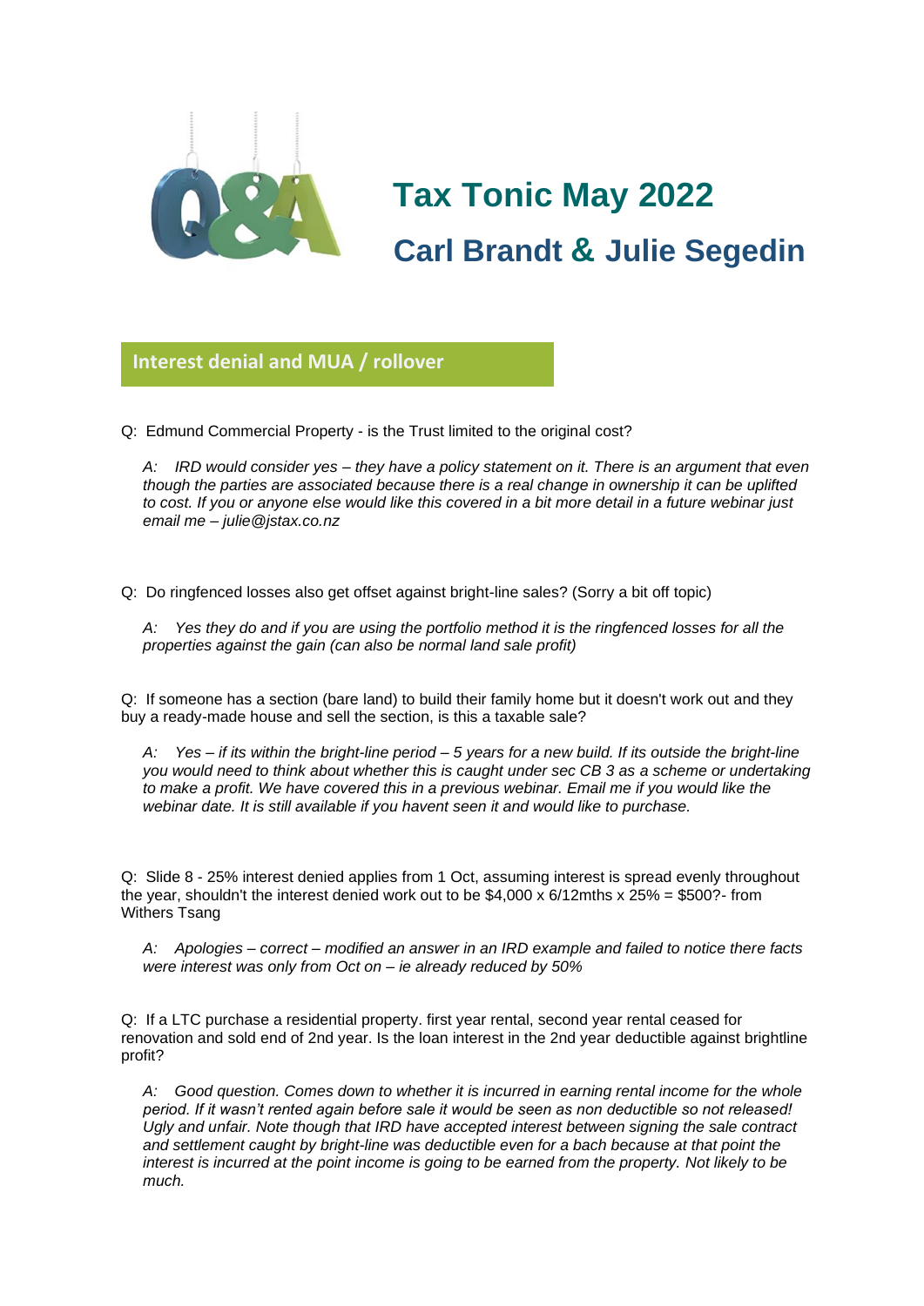# Tax Tonic May 2022

## Carl Brandt & Julie Segedin

### Interest denial and MUA / rollover

Q: Edmund Commercial Property - is the Trust limited to the original cost?

> *A: IRD would consider yes – they have a policy statement on it. There is an argument that even though the parties are associated because there is a real change in ownership it can be uplifted to cost. If you or anyone else would like this covered in a bit more detail in a future webinar just email me – julie@jstax.co.nz*

Q: Do ringfenced losses also get offset against bright-line sales? (Sorry a bit off topic)

> *A: Yes they do and if you are using the portfolio method it is the ringfenced losses for all the properties against the gain (can also be normal land sale profit)*

Q: If someone has a section (bare land) to build their family home but it doesn't work out and they buy a ready-made house and sell the section, is this a taxable sale?

> *A: Yes – if its within the bright-line period – 5 years for a new build. If its outside the bright-line you would need to think about whether this is caught under sec CB 3 as a scheme or undertaking to make a profit. We have covered this in a previous webinar. Email me if you would like the webinar date. It is still available if you havent seen it and would like to purchase.*

Q: Slide 8 - 25% interest denied applies from 1 Oct, assuming interest is spread evenly throughout the year, shouldn't the interest denied work out to be $4,000 x 6/12mths x 25% = $500?- from Withers Tsang

> *A: Apologies – correct – modified an answer in an IRD example and failed to notice there facts were interest was only from Oct on – ie already reduced by 50%*

Q: If a LTC purchase a residential property. first year rental, second year rental ceased for renovation and sold end of 2nd year. Is the loan interest in the 2nd year deductible against brightline profit?

> *A: Good question. Comes down to whether it is incurred in earning rental income for the whole period. If it wasn't rented again before sale it would be seen as non deductible so not released! Ugly and unfair. Note though that IRD have accepted interest between signing the sale contract and settlement caught by bright-line was deductible even for a bach because at that point the interest is incurred at the point income is going to be earned from the property. Not likely to be much.*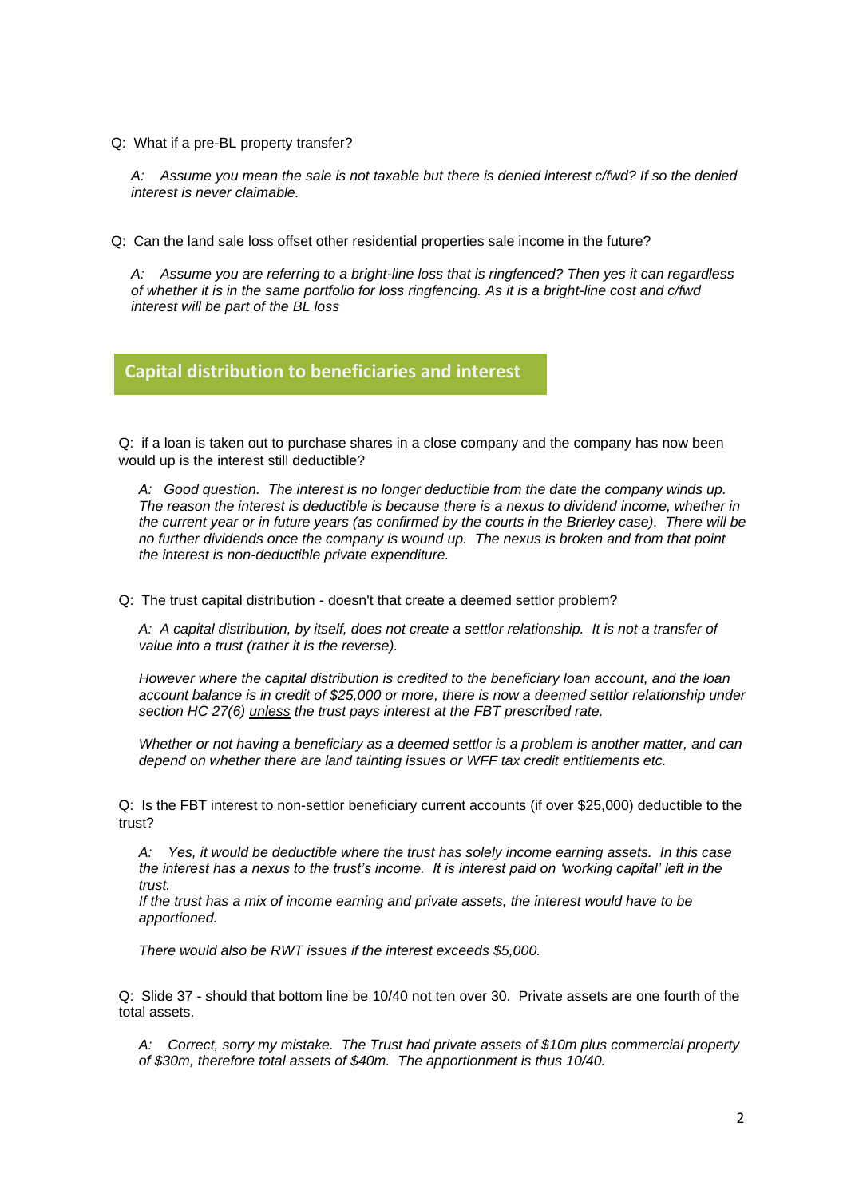Q: What if a pre-BL property transfer?

*A: Assume you mean the sale is not taxable but there is denied interest c/fwd? If so the denied interest is never claimable.*

Q: Can the land sale loss offset other residential properties sale income in the future?

*A: Assume you are referring to a bright-line loss that is ringfenced? Then yes it can regardless of whether it is in the same portfolio for loss ringfencing. As it is a bright-line cost and c/fwd interest will be part of the BL loss*

## Capital distribution to beneficiaries and interest

Q: if a loan is taken out to purchase shares in a close company and the company has now been would up is the interest still deductible?

*A: Good question. The interest is no longer deductible from the date the company winds up. The reason the interest is deductible is because there is a nexus to dividend income, whether in the current year or in future years (as confirmed by the courts in the Brierley case). There will be no further dividends once the company is wound up. The nexus is broken and from that point the interest is non-deductible private expenditure.*

Q: The trust capital distribution - doesn't that create a deemed settlor problem?

*A: A capital distribution, by itself, does not create a settlor relationship. It is not a transfer of value into a trust (rather it is the reverse).*

*However where the capital distribution is credited to the beneficiary loan account, and the loan account balance is in credit of $25,000 or more, there is now a deemed settlor relationship under section HC 27(6) <u>unless</u> the trust pays interest at the FBT prescribed rate.*

*Whether or not having a beneficiary as a deemed settlor is a problem is another matter, and can depend on whether there are land tainting issues or WFF tax credit entitlements etc.*

Q: Is the FBT interest to non-settlor beneficiary current accounts (if over $25,000) deductible to the trust?

*A: Yes, it would be deductible where the trust has solely income earning assets. In this case the interest has a nexus to the trust's income. It is interest paid on 'working capital' left in the trust.*
*If the trust has a mix of income earning and private assets, the interest would have to be apportioned.*

*There would also be RWT issues if the interest exceeds $5,000.*

Q: Slide 37 - should that bottom line be 10/40 not ten over 30. Private assets are one fourth of the total assets.

*A: Correct, sorry my mistake. The Trust had private assets of $10m plus commercial property of $30m, therefore total assets of $40m. The apportionment is thus 10/40.*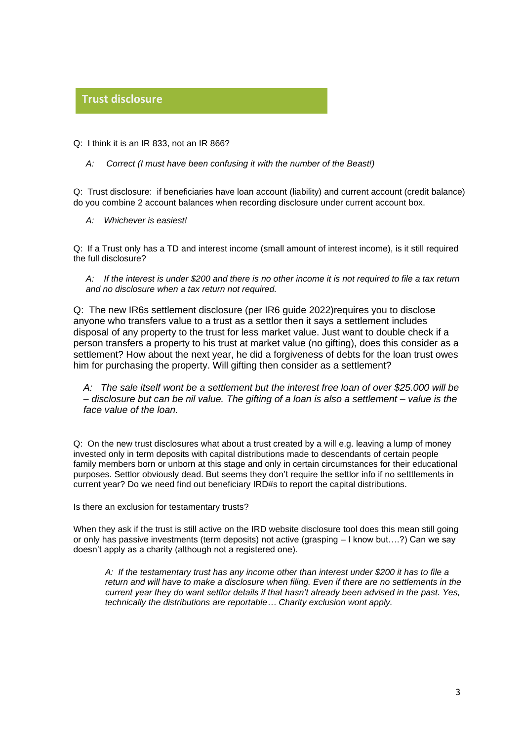## Trust disclosure

Q: I think it is an IR 833, not an IR 866?

*A: Correct (I must have been confusing it with the number of the Beast!)*

Q: Trust disclosure: if beneficiaries have loan account (liability) and current account (credit balance) do you combine 2 account balances when recording disclosure under current account box.

*A: Whichever is easiest!*

Q: If a Trust only has a TD and interest income (small amount of interest income), is it still required the full disclosure?

*A: If the interest is under $200 and there is no other income it is not required to file a tax return and no disclosure when a tax return not required.*

Q: The new IR6s settlement disclosure (per IR6 guide 2022)requires you to disclose anyone who transfers value to a trust as a settlor then it says a settlement includes disposal of any property to the trust for less market value. Just want to double check if a person transfers a property to his trust at market value (no gifting), does this consider as a settlement? How about the next year, he did a forgiveness of debts for the loan trust owes him for purchasing the property. Will gifting then consider as a settlement?

*A: The sale itself wont be a settlement but the interest free loan of over $25.000 will be – disclosure but can be nil value. The gifting of a loan is also a settlement – value is the face value of the loan.*

Q: On the new trust disclosures what about a trust created by a will e.g. leaving a lump of money invested only in term deposits with capital distributions made to descendants of certain people family members born or unborn at this stage and only in certain circumstances for their educational purposes. Settlor obviously dead. But seems they don't require the settlor info if no setttlements in current year? Do we need find out beneficiary IRD#s to report the capital distributions.

Is there an exclusion for testamentary trusts?

When they ask if the trust is still active on the IRD website disclosure tool does this mean still going or only has passive investments (term deposits) not active (grasping – I know but….?) Can we say doesn't apply as a charity (although not a registered one).

*A: If the testamentary trust has any income other than interest under $200 it has to file a return and will have to make a disclosure when filing. Even if there are no settlements in the current year they do want settlor details if that hasn't already been advised in the past. Yes, technically the distributions are reportable… Charity exclusion wont apply.*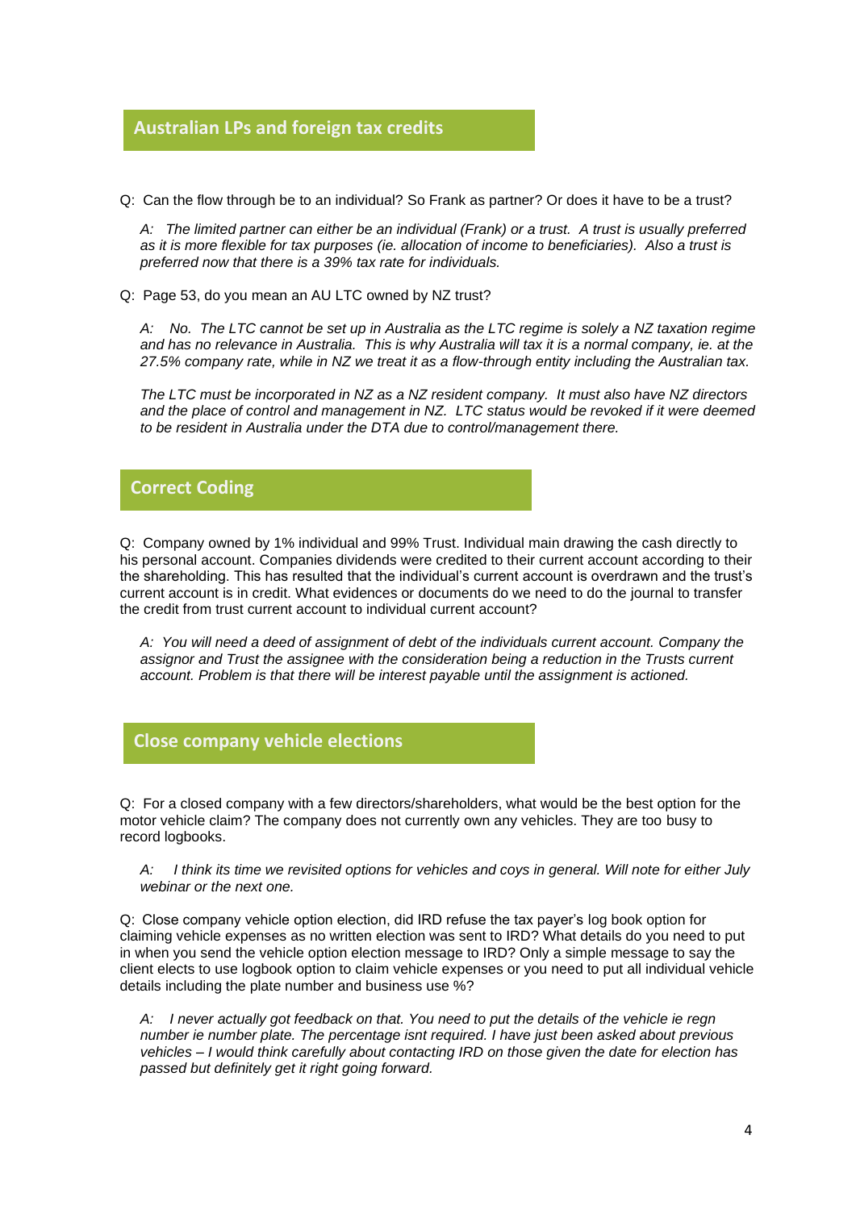## Australian LPs and foreign tax credits

Q: Can the flow through be to an individual? So Frank as partner? Or does it have to be a trust?

*A: The limited partner can either be an individual (Frank) or a trust. A trust is usually preferred as it is more flexible for tax purposes (ie. allocation of income to beneficiaries). Also a trust is preferred now that there is a 39% tax rate for individuals.*

Q: Page 53, do you mean an AU LTC owned by NZ trust?

*A: No. The LTC cannot be set up in Australia as the LTC regime is solely a NZ taxation regime and has no relevance in Australia. This is why Australia will tax it is a normal company, ie. at the 27.5% company rate, while in NZ we treat it as a flow-through entity including the Australian tax.*

*The LTC must be incorporated in NZ as a NZ resident company. It must also have NZ directors and the place of control and management in NZ. LTC status would be revoked if it were deemed to be resident in Australia under the DTA due to control/management there.*

## Correct Coding

Q: Company owned by 1% individual and 99% Trust. Individual main drawing the cash directly to his personal account. Companies dividends were credited to their current account according to their the shareholding. This has resulted that the individual's current account is overdrawn and the trust's current account is in credit. What evidences or documents do we need to do the journal to transfer the credit from trust current account to individual current account?

*A: You will need a deed of assignment of debt of the individuals current account. Company the assignor and Trust the assignee with the consideration being a reduction in the Trusts current account. Problem is that there will be interest payable until the assignment is actioned.*

## Close company vehicle elections

Q: For a closed company with a few directors/shareholders, what would be the best option for the motor vehicle claim? The company does not currently own any vehicles. They are too busy to record logbooks.

*A: I think its time we revisited options for vehicles and coys in general. Will note for either July webinar or the next one.*

Q: Close company vehicle option election, did IRD refuse the tax payer's log book option for claiming vehicle expenses as no written election was sent to IRD? What details do you need to put in when you send the vehicle option election message to IRD? Only a simple message to say the client elects to use logbook option to claim vehicle expenses or you need to put all individual vehicle details including the plate number and business use %?

*A: I never actually got feedback on that. You need to put the details of the vehicle ie regn number ie number plate. The percentage isnt required. I have just been asked about previous vehicles – I would think carefully about contacting IRD on those given the date for election has passed but definitely get it right going forward.*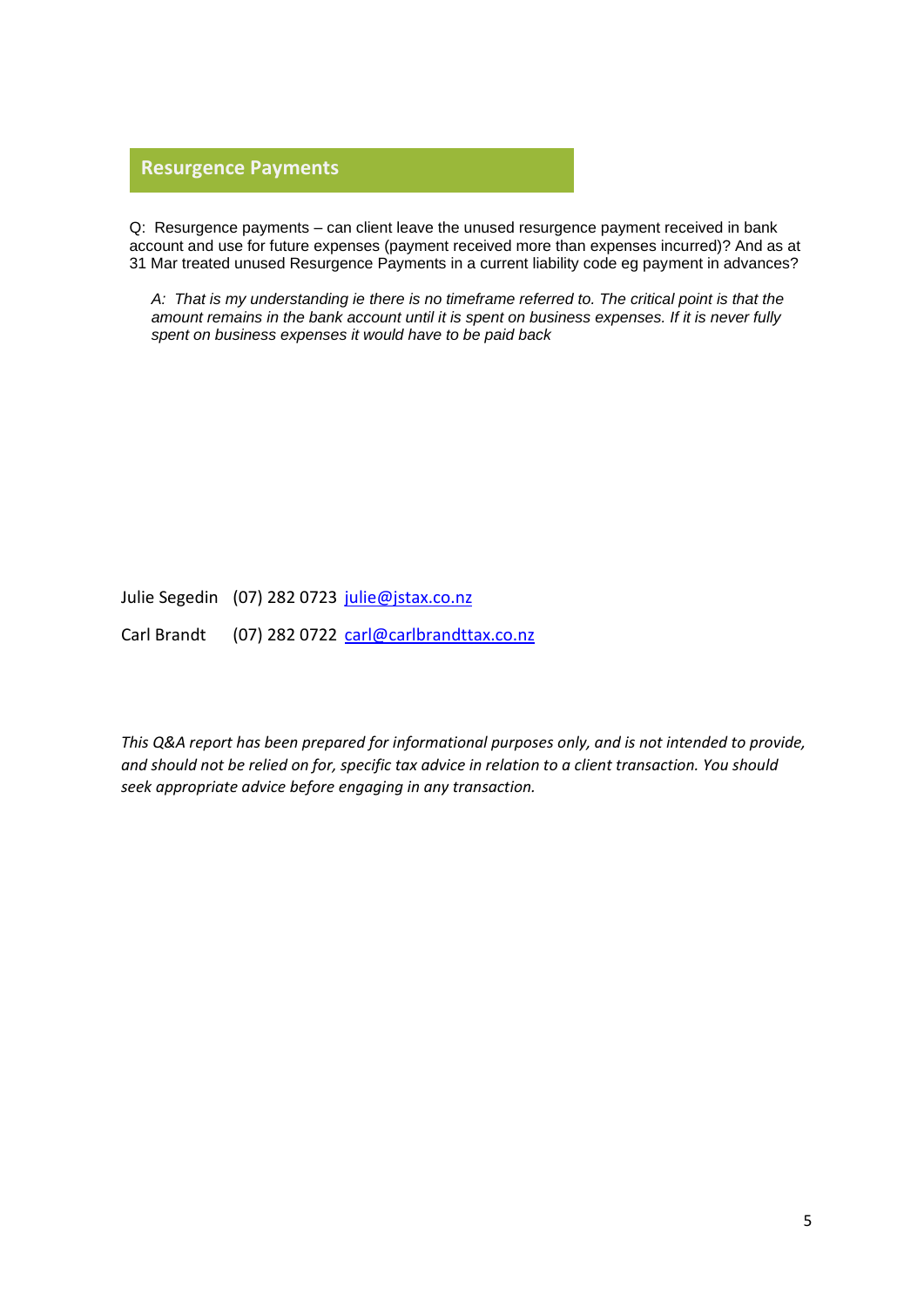## Resurgence Payments

Q: Resurgence payments – can client leave the unused resurgence payment received in bank account and use for future expenses (payment received more than expenses incurred)? And as at 31 Mar treated unused Resurgence Payments in a current liability code eg payment in advances?

*A: That is my understanding ie there is no timeframe referred to. The critical point is that the amount remains in the bank account until it is spent on business expenses. If it is never fully spent on business expenses it would have to be paid back*

Julie Segedin (07) 282 0723 julie@jstax.co.nz

Carl Brandt (07) 282 0722 carl@carlbrandttax.co.nz

*This Q&A report has been prepared for informational purposes only, and is not intended to provide, and should not be relied on for, specific tax advice in relation to a client transaction. You should seek appropriate advice before engaging in any transaction.*